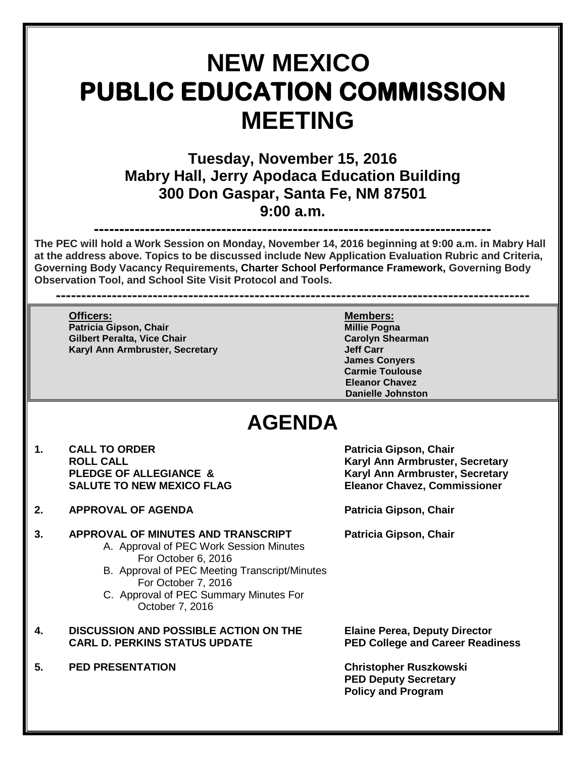# NEW MEXICO
# PUBLIC EDUCATION COMMISSION
# MEETING

## Tuesday, November 15, 2016
## Mabry Hall, Jerry Apodaca Education Building
## 300 Don Gaspar, Santa Fe, NM 87501
## 9:00 a.m.

---

**The PEC will hold a Work Session on Monday, November 14, 2016 beginning at 9:00 a.m. in Mabry Hall at the address above. Topics to be discussed include New Application Evaluation Rubric and Criteria, Governing Body Vacancy Requirements, Charter School Performance Framework, Governing Body Observation Tool, and School Site Visit Protocol and Tools.**

---

| **Officers:** | **Members:** |
|---|---|
| **Patricia Gipson, Chair** | **Millie Pogna** |
| **Gilbert Peralta, Vice Chair** | **Carolyn Shearman** |
| **Karyl Ann Armbruster, Secretary** | **Jeff Carr** |
| | **James Conyers** |
| | **Carmie Toulouse** |
| | **Eleanor Chavez** |
| | **Danielle Johnston** |

# AGENDA

1. **CALL TO ORDER** — **Patricia Gipson, Chair**
   **ROLL CALL** — **Karyl Ann Armbruster, Secretary**
   **PLEDGE OF ALLEGIANCE &** — **Karyl Ann Armbruster, Secretary**
   **SALUTE TO NEW MEXICO FLAG** — **Eleanor Chavez, Commissioner**

2. **APPROVAL OF AGENDA** — **Patricia Gipson, Chair**

3. **APPROVAL OF MINUTES AND TRANSCRIPT** — **Patricia Gipson, Chair**
   - A. Approval of PEC Work Session Minutes For October 6, 2016
   - B. Approval of PEC Meeting Transcript/Minutes For October 7, 2016
   - C. Approval of PEC Summary Minutes For October 7, 2016

4. **DISCUSSION AND POSSIBLE ACTION ON THE CARL D. PERKINS STATUS UPDATE** — **Elaine Perea, Deputy Director PED College and Career Readiness**

5. **PED PRESENTATION** — **Christopher Ruszkowski PED Deputy Secretary Policy and Program**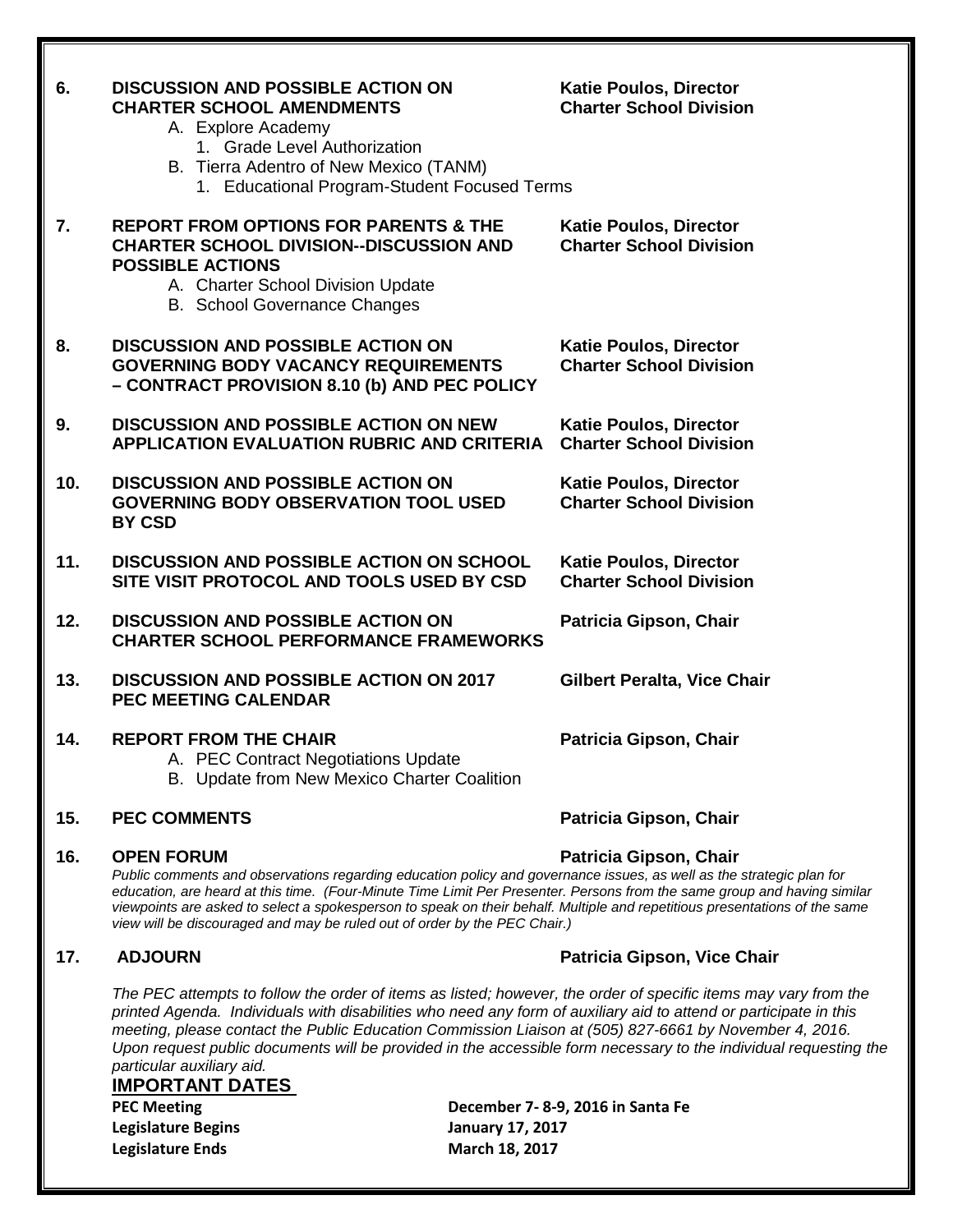**6. DISCUSSION AND POSSIBLE ACTION ON CHARTER SCHOOL AMENDMENTS** — **Katie Poulos, Director Charter School Division**

A. Explore Academy
  1. Grade Level Authorization

B. Tierra Adentro of New Mexico (TANM)
  1. Educational Program-Student Focused Terms

**7. REPORT FROM OPTIONS FOR PARENTS & THE CHARTER SCHOOL DIVISION--DISCUSSION AND POSSIBLE ACTIONS** — **Katie Poulos, Director Charter School Division**

A. Charter School Division Update

B. School Governance Changes

**8. DISCUSSION AND POSSIBLE ACTION ON GOVERNING BODY VACANCY REQUIREMENTS – CONTRACT PROVISION 8.10 (b) AND PEC POLICY** — **Katie Poulos, Director Charter School Division**

**9. DISCUSSION AND POSSIBLE ACTION ON NEW APPLICATION EVALUATION RUBRIC AND CRITERIA** — **Katie Poulos, Director Charter School Division**

**10. DISCUSSION AND POSSIBLE ACTION ON GOVERNING BODY OBSERVATION TOOL USED BY CSD** — **Katie Poulos, Director Charter School Division**

**11. DISCUSSION AND POSSIBLE ACTION ON SCHOOL SITE VISIT PROTOCOL AND TOOLS USED BY CSD** — **Katie Poulos, Director Charter School Division**

**12. DISCUSSION AND POSSIBLE ACTION ON CHARTER SCHOOL PERFORMANCE FRAMEWORKS** — **Patricia Gipson, Chair**

**13. DISCUSSION AND POSSIBLE ACTION ON 2017 PEC MEETING CALENDAR** — **Gilbert Peralta, Vice Chair**

**14. REPORT FROM THE CHAIR** — **Patricia Gipson, Chair**

A. PEC Contract Negotiations Update

B. Update from New Mexico Charter Coalition

**15. PEC COMMENTS** — **Patricia Gipson, Chair**

**16. OPEN FORUM** — **Patricia Gipson, Chair**

*Public comments and observations regarding education policy and governance issues, as well as the strategic plan for education, are heard at this time. (Four-Minute Time Limit Per Presenter. Persons from the same group and having similar viewpoints are asked to select a spokesperson to speak on their behalf. Multiple and repetitious presentations of the same view will be discouraged and may be ruled out of order by the PEC Chair.)*

**17. ADJOURN** — **Patricia Gipson, Vice Chair**

*The PEC attempts to follow the order of items as listed; however, the order of specific items may vary from the printed Agenda. Individuals with disabilities who need any form of auxiliary aid to attend or participate in this meeting, please contact the Public Education Commission Liaison at (505) 827-6661 by November 4, 2016. Upon request public documents will be provided in the accessible form necessary to the individual requesting the particular auxiliary aid.*

## IMPORTANT DATES

| | |
|---|---|
| **PEC Meeting** | **December 7- 8-9, 2016 in Santa Fe** |
| **Legislature Begins** | **January 17, 2017** |
| **Legislature Ends** | **March 18, 2017** |